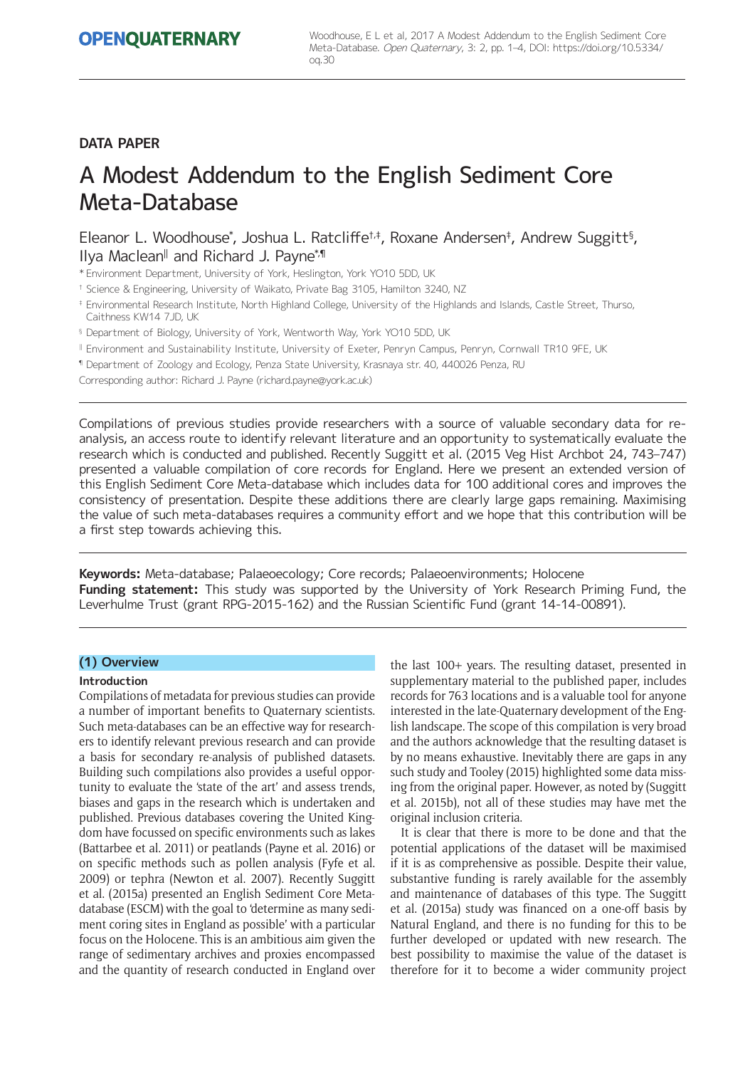DATA PAPER

# A Modest Addendum to the English Sediment Core Meta-Database

Eleanor L. Woodhouse[*], Joshua L. Ratcliffe[†,‡], Roxane Andersen[‡], Andrew Suggitt[§], Ilya Maclean[‖] and Richard J. Payne[*,¶]

[*] Environment Department, University of York, Heslington, York YO10 5DD, UK

[†] Science & Engineering, University of Waikato, Private Bag 3105, Hamilton 3240, NZ

[‡] Environmental Research Institute, North Highland College, University of the Highlands and Islands, Castle Street, Thurso, Caithness KW14 7JD, UK

[§] Department of Biology, University of York, Wentworth Way, York YO10 5DD, UK

[‖] Environment and Sustainability Institute, University of Exeter, Penryn Campus, Penryn, Cornwall TR10 9FE, UK

[¶] Department of Zoology and Ecology, Penza State University, Krasnaya str. 40, 440026 Penza, RU

Corresponding author: Richard J. Payne (richard.payne@york.ac.uk)

Compilations of previous studies provide researchers with a source of valuable secondary data for re-analysis, an access route to identify relevant literature and an opportunity to systematically evaluate the research which is conducted and published. Recently Suggitt et al. (2015 Veg Hist Archbot 24, 743–747) presented a valuable compilation of core records for England. Here we present an extended version of this English Sediment Core Meta-database which includes data for 100 additional cores and improves the consistency of presentation. Despite these additions there are clearly large gaps remaining. Maximising the value of such meta-databases requires a community effort and we hope that this contribution will be a first step towards achieving this.

**Keywords:** Meta-database; Palaeoecology; Core records; Palaeoenvironments; Holocene

**Funding statement:** This study was supported by the University of York Research Priming Fund, the Leverhulme Trust (grant RPG-2015-162) and the Russian Scientific Fund (grant 14-14-00891).

## (1) Overview

### Introduction

Compilations of metadata for previous studies can provide a number of important benefits to Quaternary scientists. Such meta-databases can be an effective way for researchers to identify relevant previous research and can provide a basis for secondary re-analysis of published datasets. Building such compilations also provides a useful opportunity to evaluate the 'state of the art' and assess trends, biases and gaps in the research which is undertaken and published. Previous databases covering the United Kingdom have focussed on specific environments such as lakes (Battarbee et al. 2011) or peatlands (Payne et al. 2016) or on specific methods such as pollen analysis (Fyfe et al. 2009) or tephra (Newton et al. 2007). Recently Suggitt et al. (2015a) presented an English Sediment Core Meta-database (ESCM) with the goal to 'determine as many sediment coring sites in England as possible' with a particular focus on the Holocene. This is an ambitious aim given the range of sedimentary archives and proxies encompassed and the quantity of research conducted in England over the last 100+ years. The resulting dataset, presented in supplementary material to the published paper, includes records for 763 locations and is a valuable tool for anyone interested in the late-Quaternary development of the English landscape. The scope of this compilation is very broad and the authors acknowledge that the resulting dataset is by no means exhaustive. Inevitably there are gaps in any such study and Tooley (2015) highlighted some data missing from the original paper. However, as noted by (Suggitt et al. 2015b), not all of these studies may have met the original inclusion criteria.

It is clear that there is more to be done and that the potential applications of the dataset will be maximised if it is as comprehensive as possible. Despite their value, substantive funding is rarely available for the assembly and maintenance of databases of this type. The Suggitt et al. (2015a) study was financed on a one-off basis by Natural England, and there is no funding for this to be further developed or updated with new research. The best possibility to maximise the value of the dataset is therefore for it to become a wider community project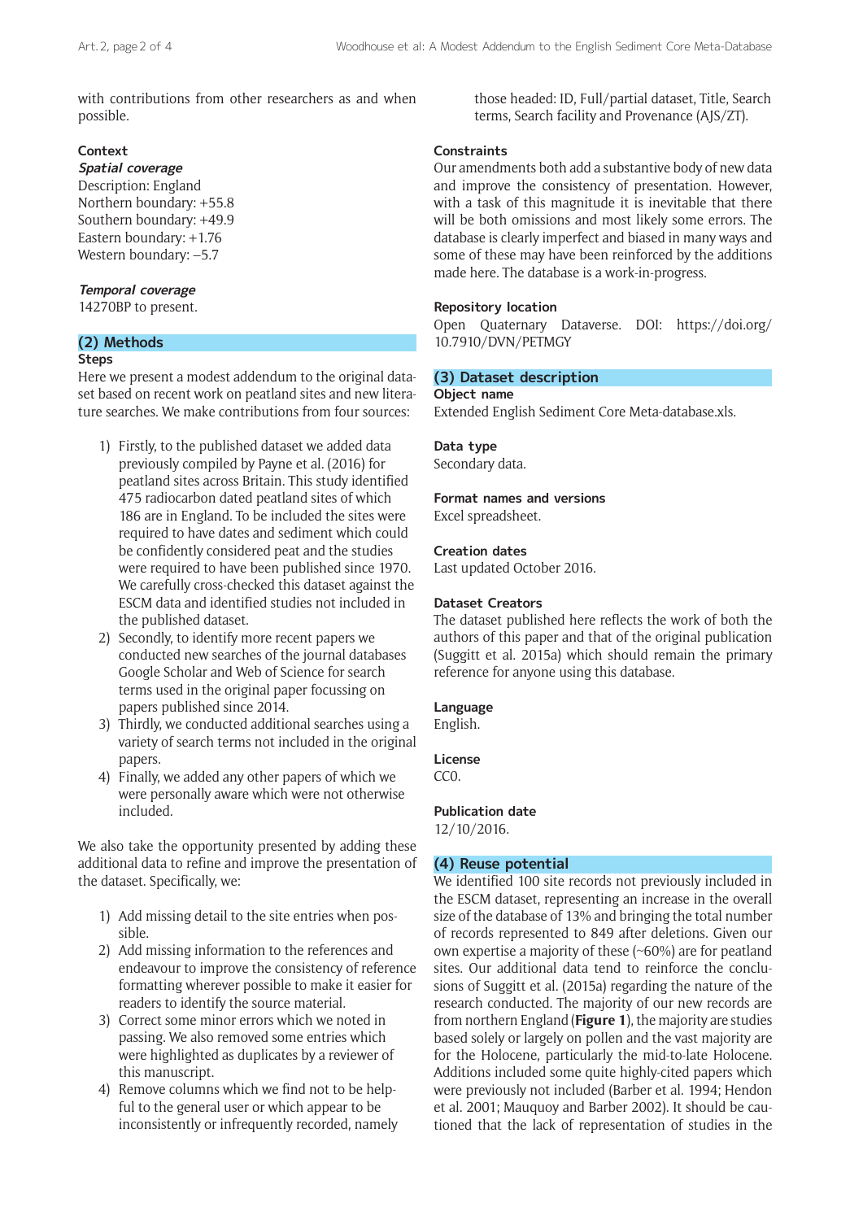with contributions from other researchers as and when possible.

### Context

***Spatial coverage***

Description: England
Northern boundary: +55.8
Southern boundary: +49.9
Eastern boundary: +1.76
Western boundary: –5.7

***Temporal coverage***

14270BP to present.

## (2) Methods

### Steps

Here we present a modest addendum to the original dataset based on recent work on peatland sites and new literature searches. We make contributions from four sources:

1) Firstly, to the published dataset we added data previously compiled by Payne et al. (2016) for peatland sites across Britain. This study identified 475 radiocarbon dated peatland sites of which 186 are in England. To be included the sites were required to have dates and sediment which could be confidently considered peat and the studies were required to have been published since 1970. We carefully cross-checked this dataset against the ESCM data and identified studies not included in the published dataset.
2) Secondly, to identify more recent papers we conducted new searches of the journal databases Google Scholar and Web of Science for search terms used in the original paper focussing on papers published since 2014.
3) Thirdly, we conducted additional searches using a variety of search terms not included in the original papers.
4) Finally, we added any other papers of which we were personally aware which were not otherwise included.

We also take the opportunity presented by adding these additional data to refine and improve the presentation of the dataset. Specifically, we:

1) Add missing detail to the site entries when possible.
2) Add missing information to the references and endeavour to improve the consistency of reference formatting wherever possible to make it easier for readers to identify the source material.
3) Correct some minor errors which we noted in passing. We also removed some entries which were highlighted as duplicates by a reviewer of this manuscript.
4) Remove columns which we find not to be helpful to the general user or which appear to be inconsistently or infrequently recorded, namely those headed: ID, Full/partial dataset, Title, Search terms, Search facility and Provenance (AJS/ZT).

### Constraints

Our amendments both add a substantive body of new data and improve the consistency of presentation. However, with a task of this magnitude it is inevitable that there will be both omissions and most likely some errors. The database is clearly imperfect and biased in many ways and some of these may have been reinforced by the additions made here. The database is a work-in-progress.

### Repository location

Open Quaternary Dataverse. DOI: https://doi.org/10.7910/DVN/PETMGY

## (3) Dataset description

### Object name

Extended English Sediment Core Meta-database.xls.

### Data type

Secondary data.

### Format names and versions

Excel spreadsheet.

### Creation dates

Last updated October 2016.

### Dataset Creators

The dataset published here reflects the work of both the authors of this paper and that of the original publication (Suggitt et al. 2015a) which should remain the primary reference for anyone using this database.

### Language

English.

### License

CC0.

### Publication date

12/10/2016.

## (4) Reuse potential

We identified 100 site records not previously included in the ESCM dataset, representing an increase in the overall size of the database of 13% and bringing the total number of records represented to 849 after deletions. Given our own expertise a majority of these (~60%) are for peatland sites. Our additional data tend to reinforce the conclusions of Suggitt et al. (2015a) regarding the nature of the research conducted. The majority of our new records are from northern England (**Figure 1**), the majority are studies based solely or largely on pollen and the vast majority are for the Holocene, particularly the mid-to-late Holocene. Additions included some quite highly-cited papers which were previously not included (Barber et al. 1994; Hendon et al. 2001; Mauquoy and Barber 2002). It should be cautioned that the lack of representation of studies in the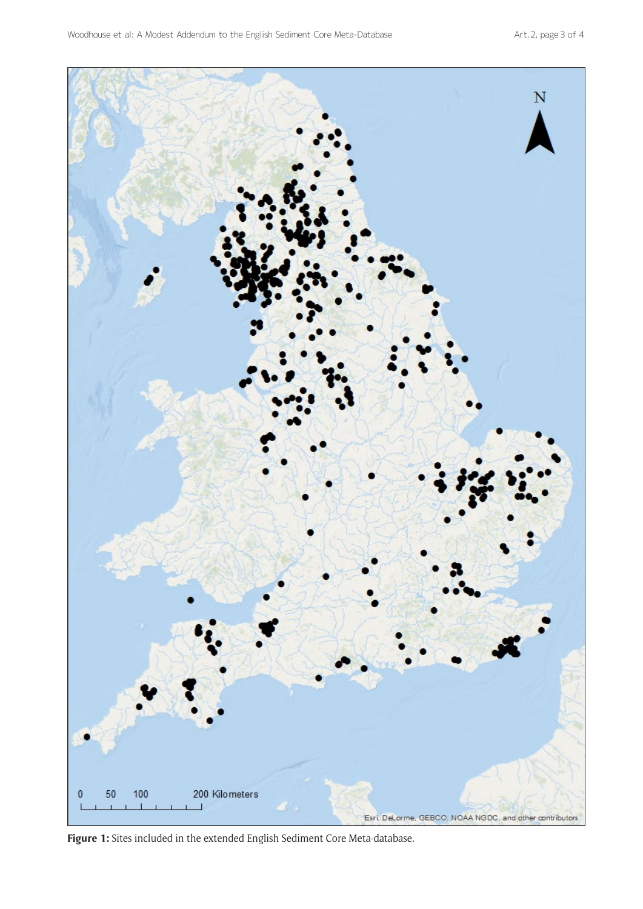**Figure 1:** Sites included in the extended English Sediment Core Meta-database.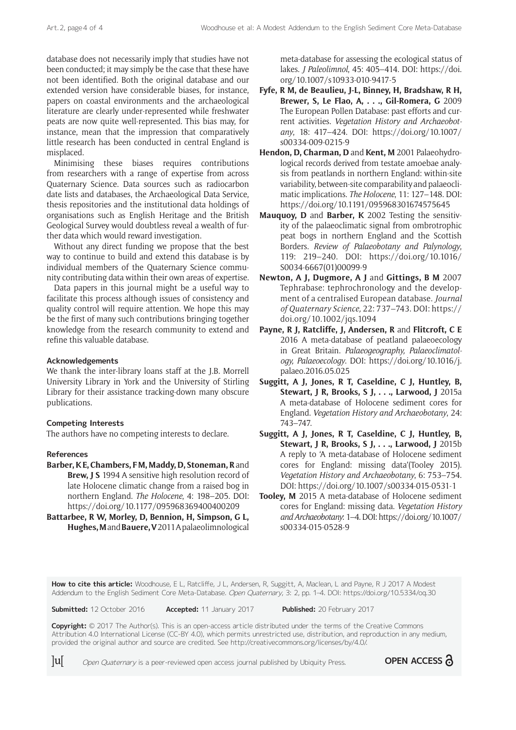database does not necessarily imply that studies have not been conducted; it may simply be the case that these have not been identified. Both the original database and our extended version have considerable biases, for instance, papers on coastal environments and the archaeological literature are clearly under-represented while freshwater peats are now quite well-represented. This bias may, for instance, mean that the impression that comparatively little research has been conducted in central England is misplaced.

Minimising these biases requires contributions from researchers with a range of expertise from across Quaternary Science. Data sources such as radiocarbon date lists and databases, the Archaeological Data Service, thesis repositories and the institutional data holdings of organisations such as English Heritage and the British Geological Survey would doubtless reveal a wealth of further data which would reward investigation.

Without any direct funding we propose that the best way to continue to build and extend this database is by individual members of the Quaternary Science community contributing data within their own areas of expertise.

Data papers in this journal might be a useful way to facilitate this process although issues of consistency and quality control will require attention. We hope this may be the first of many such contributions bringing together knowledge from the research community to extend and refine this valuable database.

### Acknowledgements

We thank the inter-library loans staff at the J.B. Morrell University Library in York and the University of Stirling Library for their assistance tracking-down many obscure publications.

### Competing Interests

The authors have no competing interests to declare.

### References

**Barber, K E, Chambers, F M, Maddy, D, Stoneman, R** and **Brew, J S** 1994 A sensitive high resolution record of late Holocene climatic change from a raised bog in northern England. *The Holocene*, 4: 198–205. DOI: https://doi.org/10.1177/095968369400400209

**Battarbee, R W, Morley, D, Bennion, H, Simpson, G L, Hughes, M** and **Bauere, V** 2011 A palaeolimnological meta-database for assessing the ecological status of lakes. *J Paleolimnol*, 45: 405–414. DOI: https://doi.org/10.1007/s10933-010-9417-5

**Fyfe, R M, de Beaulieu, J-L, Binney, H, Bradshaw, R H, Brewer, S, Le Flao, A, . . ., Gil-Romera, G** 2009 The European Pollen Database: past efforts and current activities. *Vegetation History and Archaeobotany*, 18: 417–424. DOI: https://doi.org/10.1007/s00334-009-0215-9

**Hendon, D, Charman, D** and **Kent, M** 2001 Palaeohydrological records derived from testate amoebae analysis from peatlands in northern England: within-site variability, between-site comparability and palaeoclimatic implications. *The Holocene*, 11: 127–148. DOI: https://doi.org/10.1191/095968301674575645

**Mauquoy, D** and **Barber, K** 2002 Testing the sensitivity of the palaeoclimatic signal from ombrotrophic peat bogs in northern England and the Scottish Borders. *Review of Palaeobotany and Palynology*, 119: 219–240. DOI: https://doi.org/10.1016/S0034-6667(01)00099-9

**Newton, A J, Dugmore, A J** and **Gittings, B M** 2007 Tephrabase: tephrochronology and the development of a centralised European database. *Journal of Quaternary Science,* 22: 737–743. DOI: https://doi.org/10.1002/jqs.1094

**Payne, R J, Ratcliffe, J, Andersen, R** and **Flitcroft, C E** 2016 A meta-database of peatland palaeoecology in Great Britain. *Palaeogeography, Palaeoclimatology, Palaeoecology*. DOI: https://doi.org/10.1016/j.palaeo.2016.05.025

**Suggitt, A J, Jones, R T, Caseldine, C J, Huntley, B, Stewart, J R, Brooks, S J, . . ., Larwood, J** 2015a A meta-database of Holocene sediment cores for England. *Vegetation History and Archaeobotany*, 24: 743–747.

**Suggitt, A J, Jones, R T, Caseldine, C J, Huntley, B, Stewart, J R, Brooks, S J, . . ., Larwood, J** 2015b A reply to 'A meta-database of Holocene sediment cores for England: missing data'(Tooley 2015). *Vegetation History and Archaeobotany*, 6: 753–754. DOI: https://doi.org/10.1007/s00334-015-0531-1

**Tooley, M** 2015 A meta-database of Holocene sediment cores for England: missing data. *Vegetation History and Archaeobotany*: 1–4. DOI: https://doi.org/10.1007/s00334-015-0528-9

**How to cite this article:** Woodhouse, E L, Ratcliffe, J L, Andersen, R, Suggitt, A, Maclean, L and Payne, R J 2017 A Modest Addendum to the English Sediment Core Meta-Database. *Open Quaternary*, 3: 2, pp. 1–4. DOI: https://doi.org/10.5334/oq.30

**Submitted:** 12 October 2016 **Accepted:** 11 January 2017 **Published:** 20 February 2017

**Copyright:** © 2017 The Author(s). This is an open-access article distributed under the terms of the Creative Commons Attribution 4.0 International License (CC-BY 4.0), which permits unrestricted use, distribution, and reproduction in any medium, provided the original author and source are credited. See http://creativecommons.org/licenses/by/4.0/.

*Open Quaternary* is a peer-reviewed open access journal published by Ubiquity Press. **OPEN ACCESS**